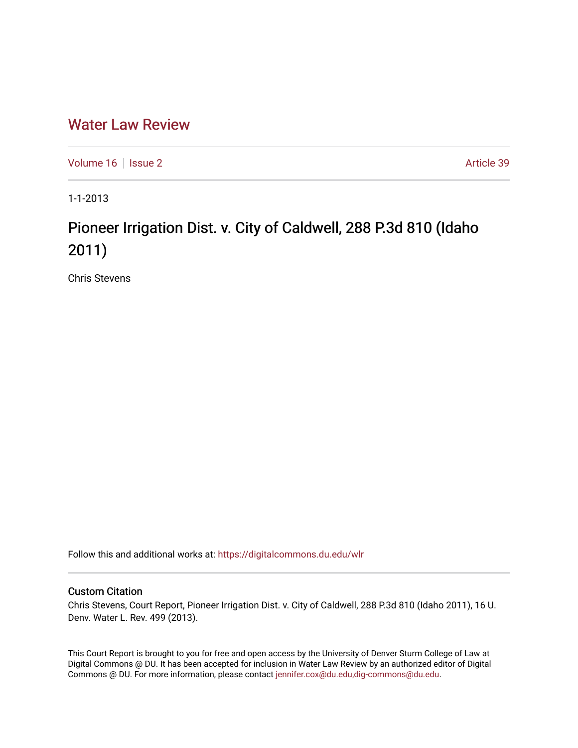# Water Law Review

Volume 16 | Issue 2 | Article 39

1-1-2013

## Pioneer Irrigation Dist. v. City of Caldwell, 288 P.3d 810 (Idaho 2011)

Chris Stevens

Follow this and additional works at: https://digitalcommons.du.edu/wlr

### Custom Citation

Chris Stevens, Court Report, Pioneer Irrigation Dist. v. City of Caldwell, 288 P.3d 810 (Idaho 2011), 16 U. Denv. Water L. Rev. 499 (2013).

This Court Report is brought to you for free and open access by the University of Denver Sturm College of Law at Digital Commons @ DU. It has been accepted for inclusion in Water Law Review by an authorized editor of Digital Commons @ DU. For more information, please contact jennifer.cox@du.edu,dig-commons@du.edu.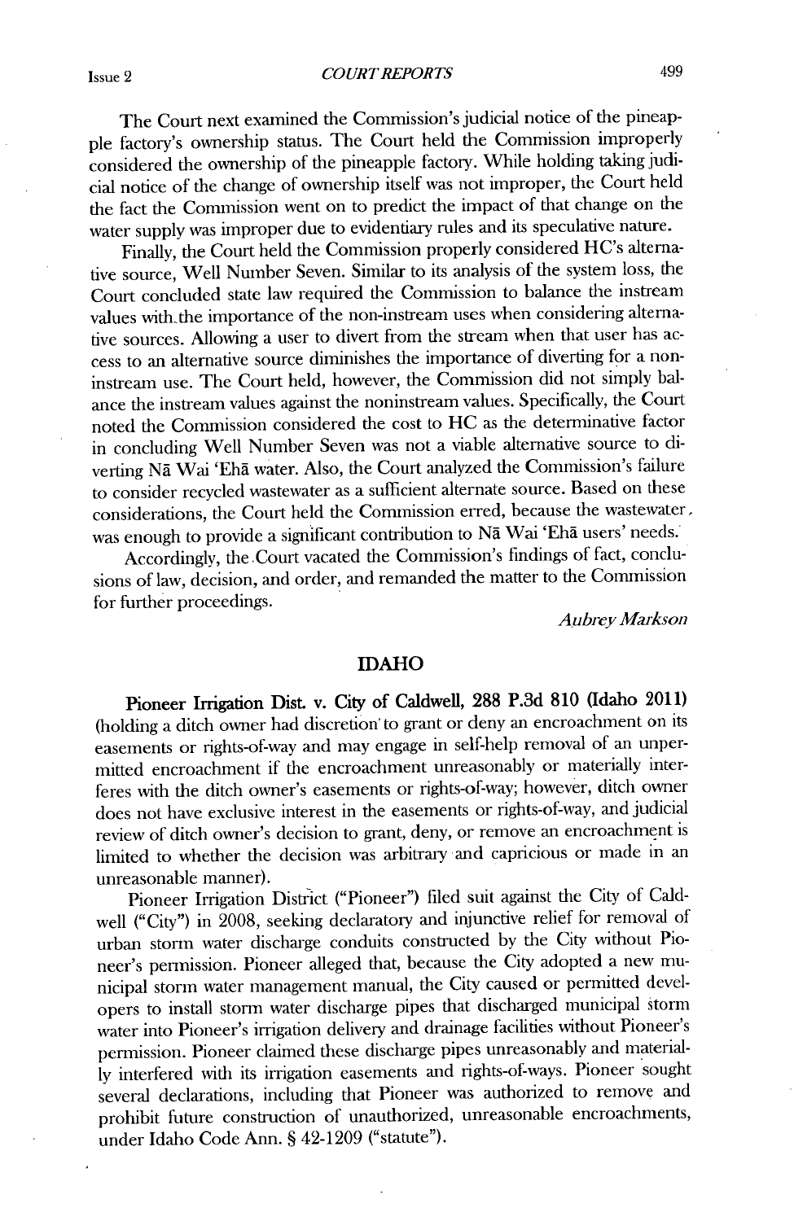The Court next examined the Commission's judicial notice of the pineapple factory's ownership status. The Court held the Commission improperly considered the ownership of the pineapple factory. While holding taking judicial notice of the change of ownership itself was not improper, the Court held the fact the Commission went on to predict the impact of that change on the water supply was improper due to evidentiary rules and its speculative nature.

Finally, the Court held the Commission properly considered HC's alternative source, Well Number Seven. Similar to its analysis of the system loss, the Court concluded state law required the Commission to balance the instream values with the importance of the non-instream uses when considering alternative sources. Allowing a user to divert from the stream when that user has access to an alternative source diminishes the importance of diverting for a non-instream use. The Court held, however, the Commission did not simply balance the instream values against the noninstream values. Specifically, the Court noted the Commission considered the cost to HC as the determinative factor in concluding Well Number Seven was not a viable alternative source to diverting Nā Wai 'Ehā water. Also, the Court analyzed the Commission's failure to consider recycled wastewater as a sufficient alternate source. Based on these considerations, the Court held the Commission erred, because the wastewater was enough to provide a significant contribution to Nā Wai 'Ehā users' needs.

Accordingly, the Court vacated the Commission's findings of fact, conclusions of law, decision, and order, and remanded the matter to the Commission for further proceedings.

*Aubrey Markson*

## IDAHO

**Pioneer Irrigation Dist. v. City of Caldwell, 288 P.3d 810 (Idaho 2011)** (holding a ditch owner had discretion to grant or deny an encroachment on its easements or rights-of-way and may engage in self-help removal of an unpermitted encroachment if the encroachment unreasonably or materially interferes with the ditch owner's easements or rights-of-way; however, ditch owner does not have exclusive interest in the easements or rights-of-way, and judicial review of ditch owner's decision to grant, deny, or remove an encroachment is limited to whether the decision was arbitrary and capricious or made in an unreasonable manner).

Pioneer Irrigation District ("Pioneer") filed suit against the City of Caldwell ("City") in 2008, seeking declaratory and injunctive relief for removal of urban storm water discharge conduits constructed by the City without Pioneer's permission. Pioneer alleged that, because the City adopted a new municipal storm water management manual, the City caused or permitted developers to install storm water discharge pipes that discharged municipal storm water into Pioneer's irrigation delivery and drainage facilities without Pioneer's permission. Pioneer claimed these discharge pipes unreasonably and materially interfered with its irrigation easements and rights-of-ways. Pioneer sought several declarations, including that Pioneer was authorized to remove and prohibit future construction of unauthorized, unreasonable encroachments, under Idaho Code Ann. § 42-1209 ("statute").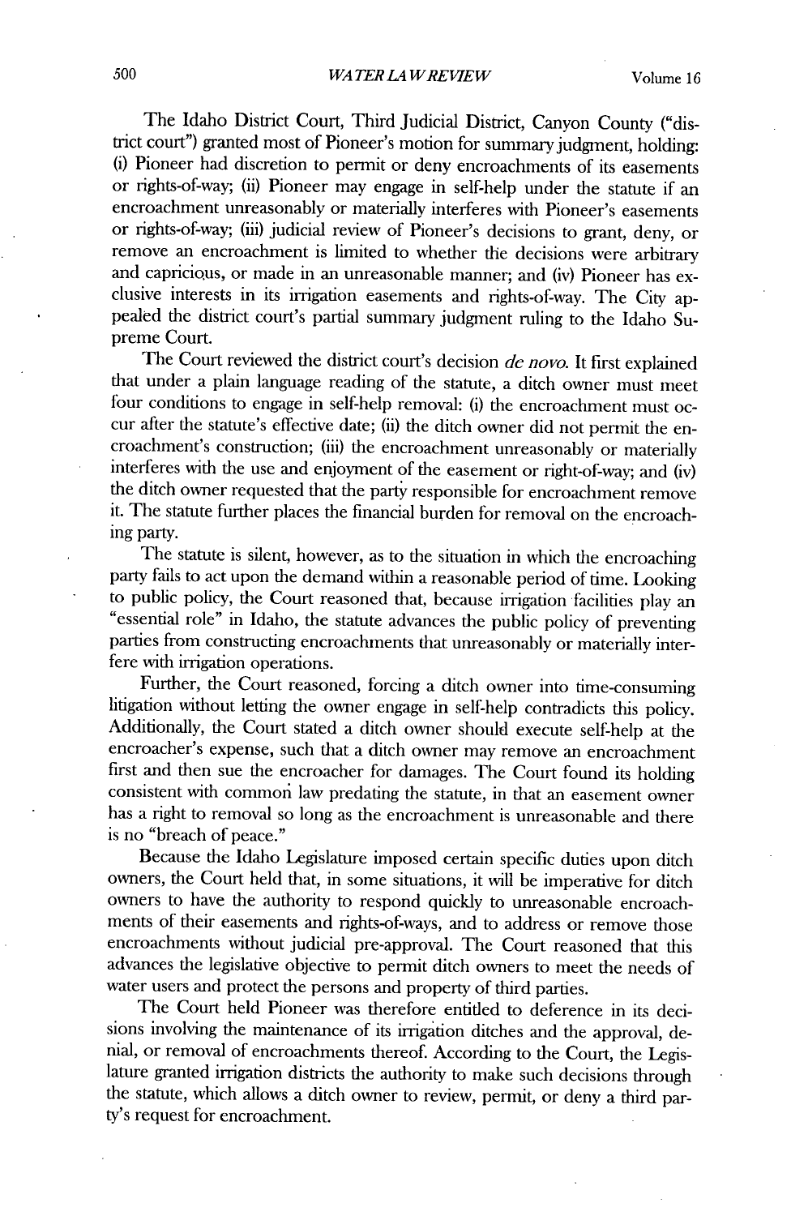The Idaho District Court, Third Judicial District, Canyon County ("district court") granted most of Pioneer's motion for summary judgment, holding: (i) Pioneer had discretion to permit or deny encroachments of its easements or rights-of-way; (ii) Pioneer may engage in self-help under the statute if an encroachment unreasonably or materially interferes with Pioneer's easements or rights-of-way; (iii) judicial review of Pioneer's decisions to grant, deny, or remove an encroachment is limited to whether the decisions were arbitrary and capricious, or made in an unreasonable manner; and (iv) Pioneer has exclusive interests in its irrigation easements and rights-of-way. The City appealed the district court's partial summary judgment ruling to the Idaho Supreme Court.

The Court reviewed the district court's decision *de novo*. It first explained that under a plain language reading of the statute, a ditch owner must meet four conditions to engage in self-help removal: (i) the encroachment must occur after the statute's effective date; (ii) the ditch owner did not permit the encroachment's construction; (iii) the encroachment unreasonably or materially interferes with the use and enjoyment of the easement or right-of-way; and (iv) the ditch owner requested that the party responsible for encroachment remove it. The statute further places the financial burden for removal on the encroaching party.

The statute is silent, however, as to the situation in which the encroaching party fails to act upon the demand within a reasonable period of time. Looking to public policy, the Court reasoned that, because irrigation facilities play an "essential role" in Idaho, the statute advances the public policy of preventing parties from constructing encroachments that unreasonably or materially interfere with irrigation operations.

Further, the Court reasoned, forcing a ditch owner into time-consuming litigation without letting the owner engage in self-help contradicts this policy. Additionally, the Court stated a ditch owner should execute self-help at the encroacher's expense, such that a ditch owner may remove an encroachment first and then sue the encroacher for damages. The Court found its holding consistent with common law predating the statute, in that an easement owner has a right to removal so long as the encroachment is unreasonable and there is no "breach of peace."

Because the Idaho Legislature imposed certain specific duties upon ditch owners, the Court held that, in some situations, it will be imperative for ditch owners to have the authority to respond quickly to unreasonable encroachments of their easements and rights-of-ways, and to address or remove those encroachments without judicial pre-approval. The Court reasoned that this advances the legislative objective to permit ditch owners to meet the needs of water users and protect the persons and property of third parties.

The Court held Pioneer was therefore entitled to deference in its decisions involving the maintenance of its irrigation ditches and the approval, denial, or removal of encroachments thereof. According to the Court, the Legislature granted irrigation districts the authority to make such decisions through the statute, which allows a ditch owner to review, permit, or deny a third party's request for encroachment.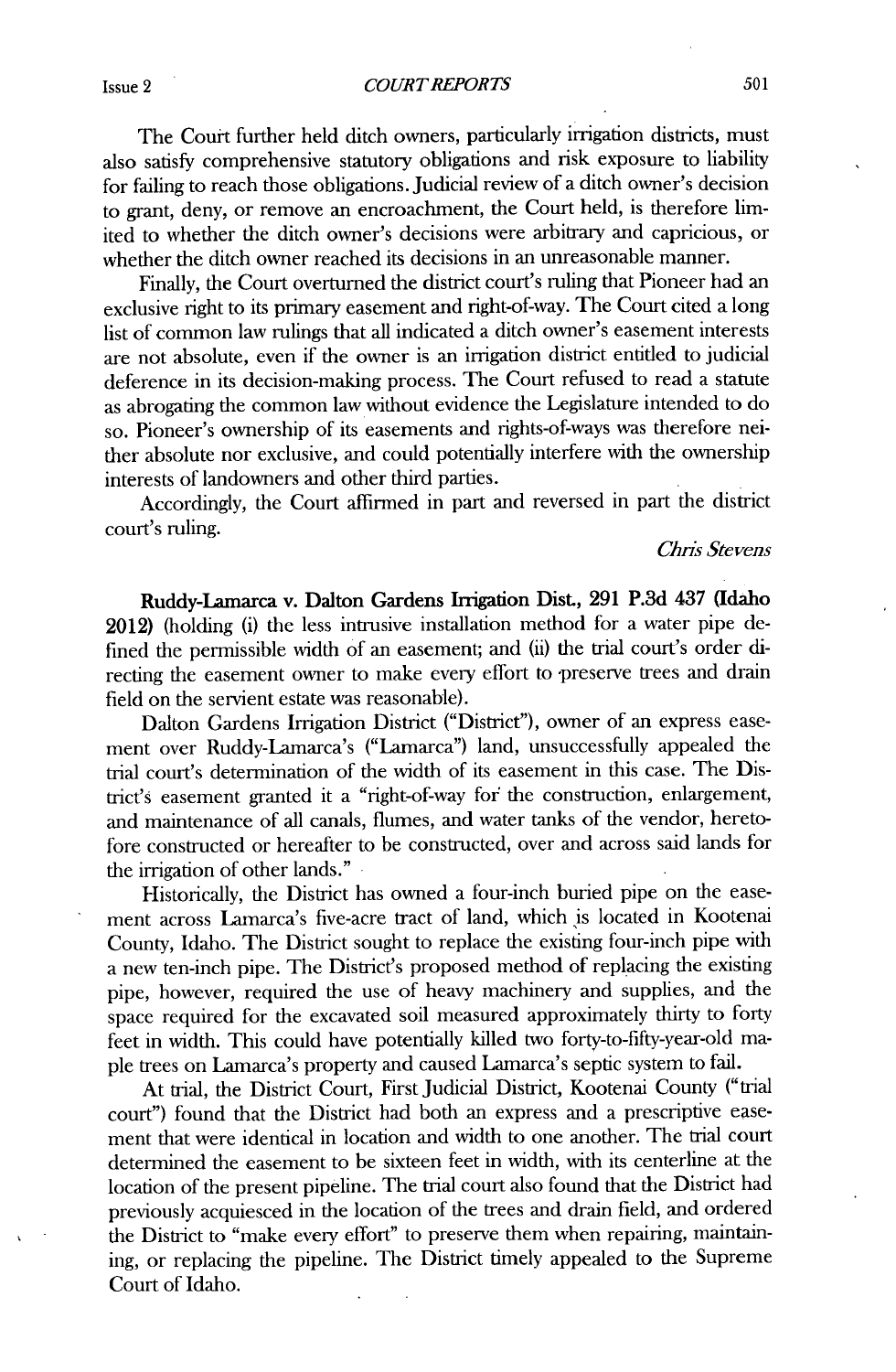The Court further held ditch owners, particularly irrigation districts, must also satisfy comprehensive statutory obligations and risk exposure to liability for failing to reach those obligations. Judicial review of a ditch owner's decision to grant, deny, or remove an encroachment, the Court held, is therefore limited to whether the ditch owner's decisions were arbitrary and capricious, or whether the ditch owner reached its decisions in an unreasonable manner.

Finally, the Court overturned the district court's ruling that Pioneer had an exclusive right to its primary easement and right-of-way. The Court cited a long list of common law rulings that all indicated a ditch owner's easement interests are not absolute, even if the owner is an irrigation district entitled to judicial deference in its decision-making process. The Court refused to read a statute as abrogating the common law without evidence the Legislature intended to do so. Pioneer's ownership of its easements and rights-of-ways was therefore neither absolute nor exclusive, and could potentially interfere with the ownership interests of landowners and other third parties.

Accordingly, the Court affirmed in part and reversed in part the district court's ruling.

*Chris Stevens*

**Ruddy-Lamarca v. Dalton Gardens Irrigation Dist., 291 P.3d 437 (Idaho 2012)** (holding (i) the less intrusive installation method for a water pipe defined the permissible width of an easement; and (ii) the trial court's order directing the easement owner to make every effort to preserve trees and drain field on the servient estate was reasonable).

Dalton Gardens Irrigation District ("District"), owner of an express easement over Ruddy-Lamarca's ("Lamarca") land, unsuccessfully appealed the trial court's determination of the width of its easement in this case. The District's easement granted it a "right-of-way for the construction, enlargement, and maintenance of all canals, flumes, and water tanks of the vendor, heretofore constructed or hereafter to be constructed, over and across said lands for the irrigation of other lands."

Historically, the District has owned a four-inch buried pipe on the easement across Lamarca's five-acre tract of land, which is located in Kootenai County, Idaho. The District sought to replace the existing four-inch pipe with a new ten-inch pipe. The District's proposed method of replacing the existing pipe, however, required the use of heavy machinery and supplies, and the space required for the excavated soil measured approximately thirty to forty feet in width. This could have potentially killed two forty-to-fifty-year-old maple trees on Lamarca's property and caused Lamarca's septic system to fail.

At trial, the District Court, First Judicial District, Kootenai County ("trial court") found that the District had both an express and a prescriptive easement that were identical in location and width to one another. The trial court determined the easement to be sixteen feet in width, with its centerline at the location of the present pipeline. The trial court also found that the District had previously acquiesced in the location of the trees and drain field, and ordered the District to "make every effort" to preserve them when repairing, maintaining, or replacing the pipeline. The District timely appealed to the Supreme Court of Idaho.